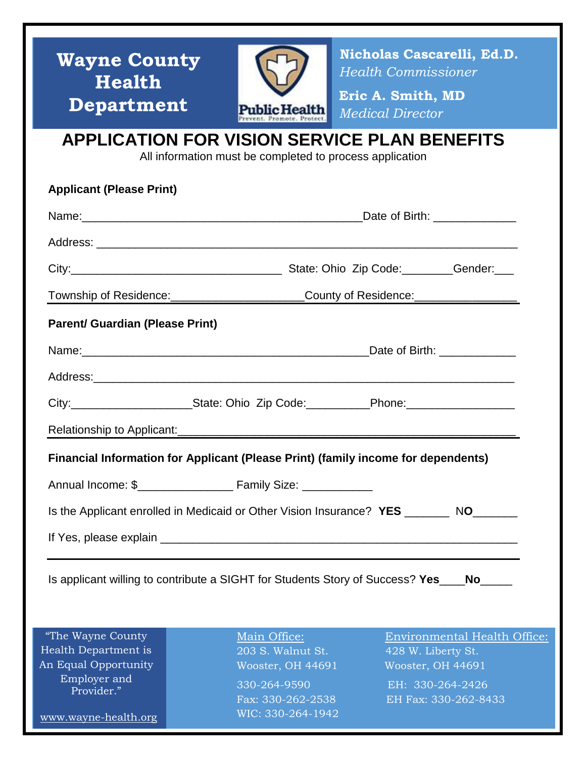**Wayne County Health Department**

Public Health
Prevent. Promote. Protect.

**Nicholas Cascarelli, Ed.D.**
*Health Commissioner*

**Eric A. Smith, MD**
*Medical Director*

# APPLICATION FOR VISION SERVICE PLAN BENEFITS

All information must be completed to process application

**Applicant (Please Print)**

Name:_____________________________________________Date of Birth: ____________

Address: ___________________________________________________________________

City:_________________________________ State: Ohio Zip Code:________Gender:___

Township of Residence:____________________County of Residence:_______________

**Parent/ Guardian (Please Print)**

Name:______________________________________________Date of Birth: ____________

Address:____________________________________________________________________

City:___________________State: Ohio Zip Code:__________Phone:_________________

Relationship to Applicant:____________________________________________________

**Financial Information for Applicant (Please Print) (family income for dependents)**

Annual Income: $_______________ Family Size: ___________

Is the Applicant enrolled in Medicaid or Other Vision Insurance? **YES** _______ N**O**_______

If Yes, please explain ________________________________________________________

Is applicant willing to contribute a SIGHT for Students Story of Success? **Yes**____**No**_____

"The Wayne County Health Department is An Equal Opportunity Employer and Provider."

www.wayne-health.org

Main Office:
203 S. Walnut St.
Wooster, OH 44691
330-264-9590
Fax: 330-262-2538
WIC: 330-264-1942

Environmental Health Office:
428 W. Liberty St.
Wooster, OH 44691
EH: 330-264-2426
EH Fax: 330-262-8433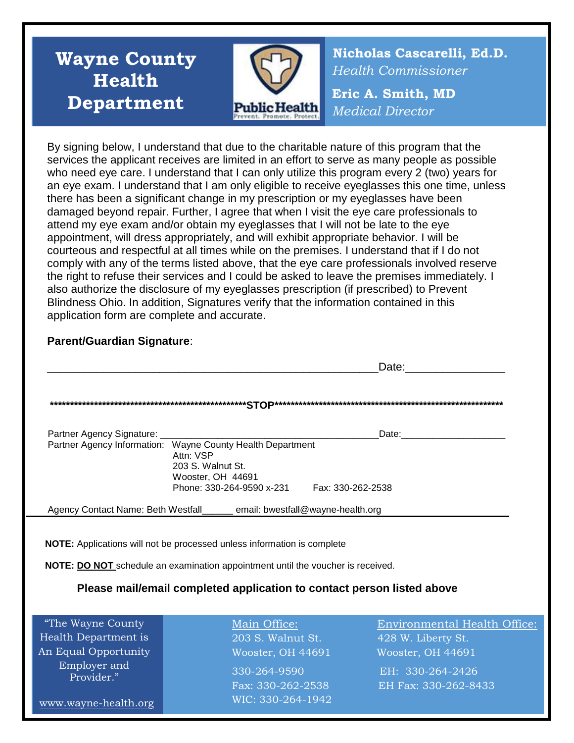# Wayne County Health Department

**Nicholas Cascarelli, Ed.D.**
*Health Commissioner*

**Eric A. Smith, MD**
*Medical Director*

By signing below, I understand that due to the charitable nature of this program that the services the applicant receives are limited in an effort to serve as many people as possible who need eye care. I understand that I can only utilize this program every 2 (two) years for an eye exam. I understand that I am only eligible to receive eyeglasses this one time, unless there has been a significant change in my prescription or my eyeglasses have been damaged beyond repair. Further, I agree that when I visit the eye care professionals to attend my eye exam and/or obtain my eyeglasses that I will not be late to the eye appointment, will dress appropriately, and will exhibit appropriate behavior. I will be courteous and respectful at all times while on the premises. I understand that if I do not comply with any of the terms listed above, that the eye care professionals involved reserve the right to refuse their services and I could be asked to leave the premises immediately. I also authorize the disclosure of my eyeglasses prescription (if prescribed) to Prevent Blindness Ohio. In addition, Signatures verify that the information contained in this application form are complete and accurate.

**Parent/Guardian Signature**:

_______________________________________________________Date:________________

**\*\*\*\*\*\*\*\*\*\*\*\*\*\*\*\*\*\*\*\*\*\*\*\*\*\*\*\*\*\*\*\*\*\*\*\*\*\*\*\*\*\*\*\*\*\*\*\*\*\*\*\*\*STOP\*\*\*\*\*\*\*\*\*\*\*\*\*\*\*\*\*\*\*\*\*\*\*\*\*\*\*\*\*\*\*\*\*\*\*\*\*\*\*\*\*\*\*\*\*\*\*\*\*\*\*\*\*\*\*\*\*\*\*\*\***

Partner Agency Signature: ________________________________________Date:___________________

Partner Agency Information: Wayne County Health Department
Attn: VSP
203 S. Walnut St.
Wooster, OH 44691
Phone: 330-264-9590 x-231 Fax: 330-262-2538

Agency Contact Name: Beth Westfall______ email: bwestfall@wayne-health.org

**NOTE:** Applications will not be processed unless information is complete

**NOTE:** **DO NOT** schedule an examination appointment until the voucher is received.

**Please mail/email completed application to contact person listed above**

"The Wayne County Health Department is An Equal Opportunity Employer and Provider."

www.wayne-health.org

Main Office:
203 S. Walnut St.
Wooster, OH 44691
330-264-9590
Fax: 330-262-2538
WIC: 330-264-1942

Environmental Health Office:
428 W. Liberty St.
Wooster, OH 44691
EH: 330-264-2426
EH Fax: 330-262-8433